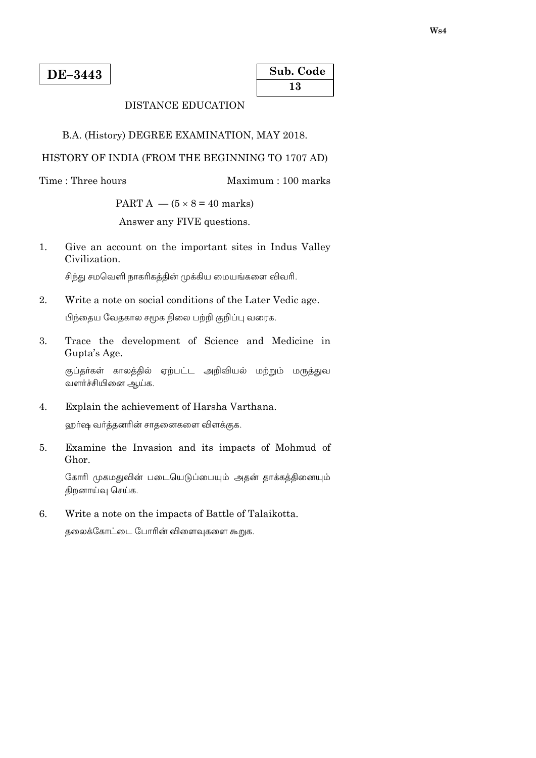**DE–3443**

**Sub. Code**
**13**

DISTANCE EDUCATION

B.A. (History) DEGREE EXAMINATION, MAY 2018.

HISTORY OF INDIA (FROM THE BEGINNING TO 1707 AD)

Time : Three hours    Maximum : 100 marks

PART A — ($5 \times 8 = 40$ marks)

Answer any FIVE questions.

1. Give an account on the important sites in Indus Valley Civilization.

   சிந்து சமவெளி நாகரிகத்தின் முக்கிய மையங்களை விவரி.

2. Write a note on social conditions of the Later Vedic age.

   பிந்தைய வேதகால சமூக நிலை பற்றி குறிப்பு வரைக.

3. Trace the development of Science and Medicine in Gupta's Age.

   குப்தர்கள் காலத்தில் ஏற்பட்ட அறிவியல் மற்றும் மருத்துவ வளர்ச்சியினை ஆய்க.

4. Explain the achievement of Harsha Varthana.

   ஹர்ஷ வர்த்தனரின் சாதனைகளை விளக்குக.

5. Examine the Invasion and its impacts of Mohmud of Ghor.

   கோரி முகமதுவின் படையெடுப்பையும் அதன் தாக்கத்தினையும் திறனாய்வு செய்க.

6. Write a note on the impacts of Battle of Talaikotta.

   தலைக்கோட்டை போரின் விளைவுகளை கூறுக.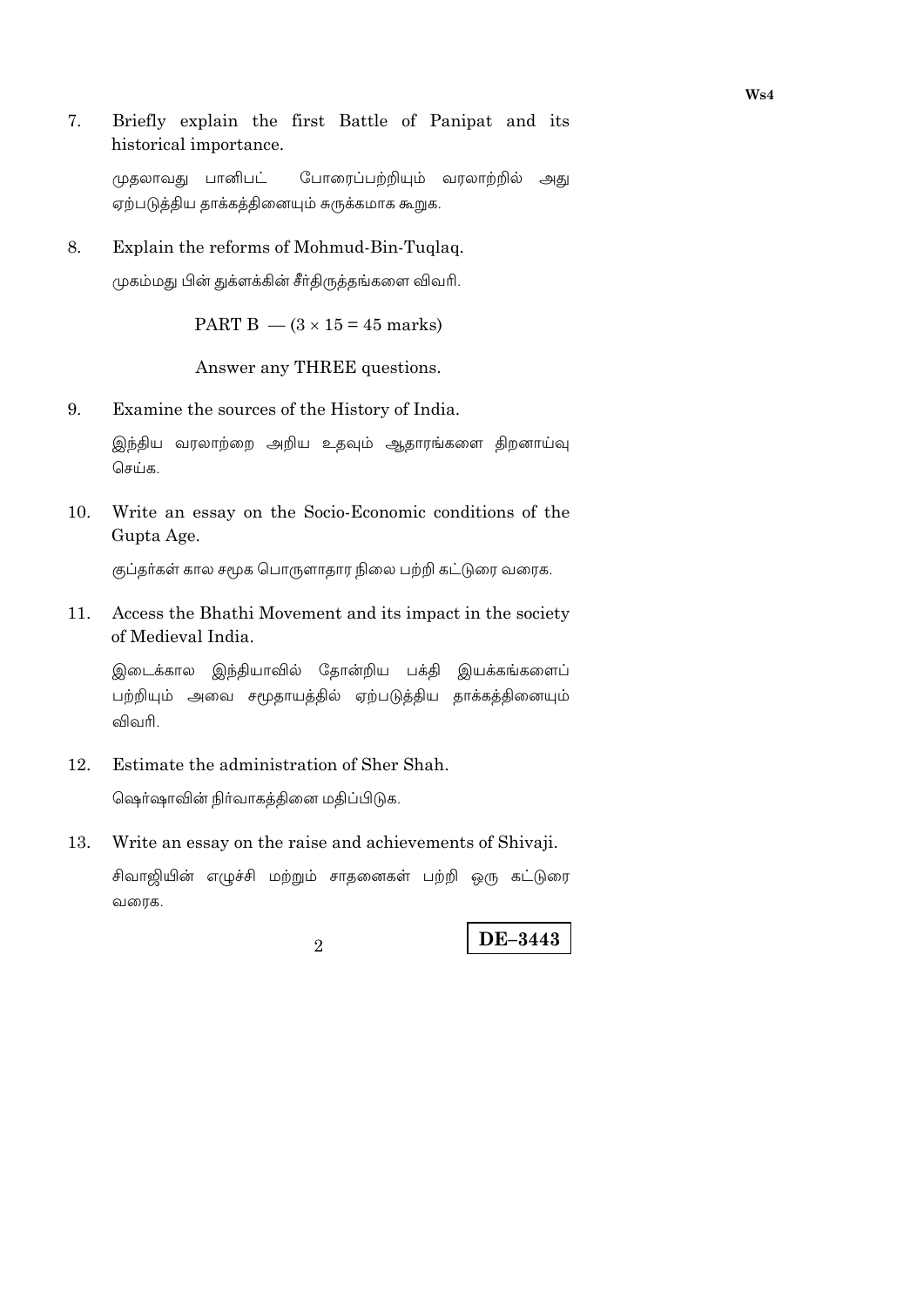7. Briefly explain the first Battle of Panipat and its historical importance.

   முதலாவது பானிபட் போரைப்பற்றியும் வரலாற்றில் அது ஏற்படுத்திய தாக்கத்தினையும் சுருக்கமாக கூறுக.

8. Explain the reforms of Mohmud-Bin-Tuqlaq.

   முகம்மது பின் துக்ளக்கின் சீர்திருத்தங்களை விவரி.

PART B — (3 × 15 = 45 marks)

Answer any THREE questions.

9. Examine the sources of the History of India.

   இந்திய வரலாற்றை அறிய உதவும் ஆதாரங்களை திறனாய்வு செய்க.

10. Write an essay on the Socio-Economic conditions of the Gupta Age.

    குப்தர்கள் கால சமூக பொருளாதார நிலை பற்றி கட்டுரை வரைக.

11. Access the Bhathi Movement and its impact in the society of Medieval India.

    இடைக்கால இந்தியாவில் தோன்றிய பக்தி இயக்கங்களைப் பற்றியும் அவை சமூதாயத்தில் ஏற்படுத்திய தாக்கத்தினையும் விவரி.

12. Estimate the administration of Sher Shah.

    ஷெர்ஷாவின் நிர்வாகத்தினை மதிப்பிடுக.

13. Write an essay on the raise and achievements of Shivaji.

    சிவாஜியின் எழுச்சி மற்றும் சாதனைகள் பற்றி ஒரு கட்டுரை வரைக.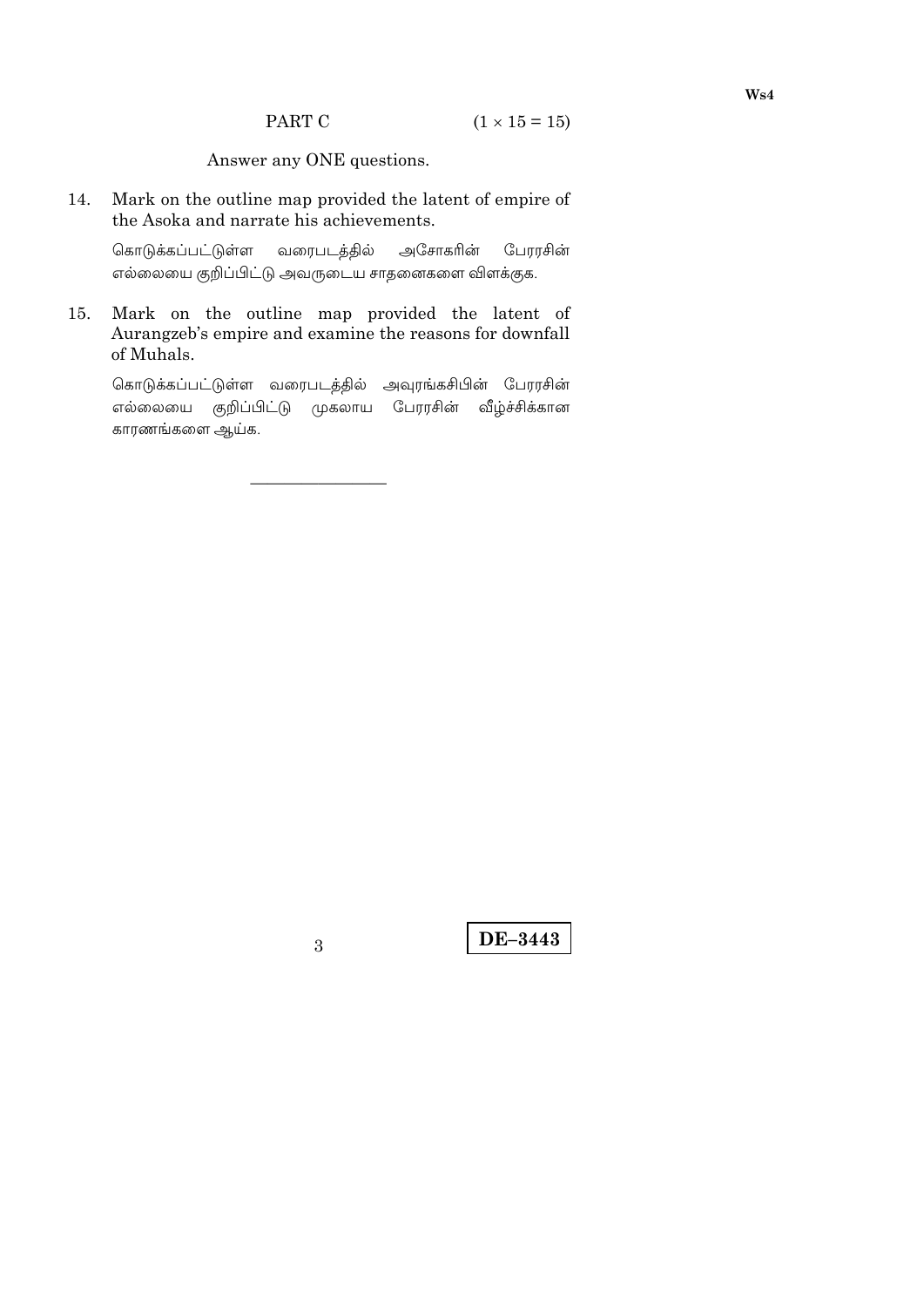## PART C $(1 \times 15 = 15)$

Answer any ONE questions.

14. Mark on the outline map provided the latent of empire of the Asoka and narrate his achievements.

    கொடுக்கப்பட்டுள்ள வரைபடத்தில் அசோகரின் பேரரசின் எல்லையை குறிப்பிட்டு அவருடைய சாதனைகளை விளக்குக.

15. Mark on the outline map provided the latent of Aurangzeb's empire and examine the reasons for downfall of Muhals.

    கொடுக்கப்பட்டுள்ள வரைபடத்தில் அவுரங்கசிபின் பேரரசின் எல்லையை குறிப்பிட்டு முகலாய பேரரசின் வீழ்ச்சிக்கான காரணங்களை ஆய்க.

---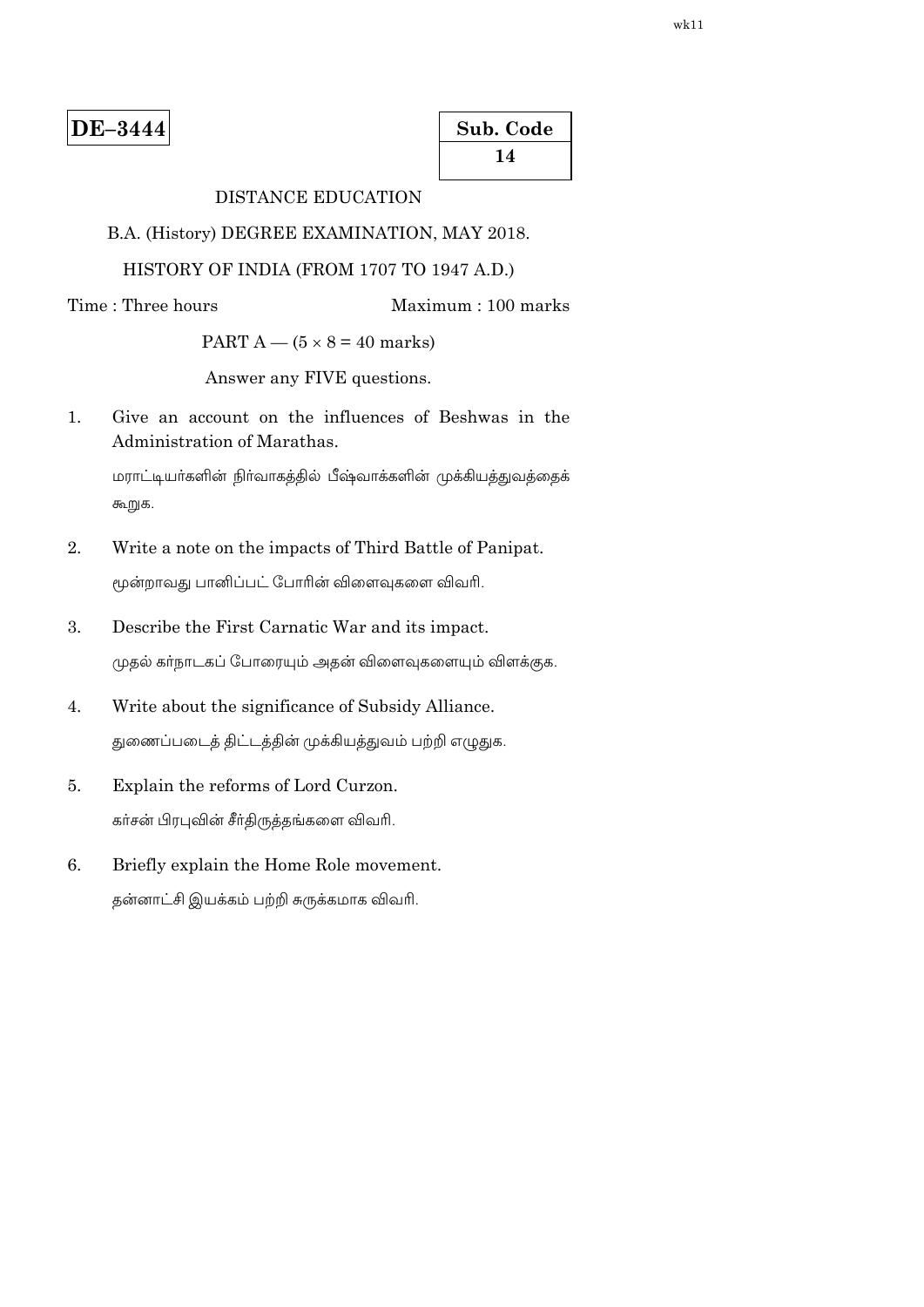wk11

**DE–3444**

**Sub. Code**
**14**

DISTANCE EDUCATION

B.A. (History) DEGREE EXAMINATION, MAY 2018.

HISTORY OF INDIA (FROM 1707 TO 1947 A.D.)

Time : Three hours    Maximum : 100 marks

PART A — (5 × 8 = 40 marks)

Answer any FIVE questions.

1. Give an account on the influences of Beshwas in the Administration of Marathas.

   மராட்டியர்களின் நிர்வாகத்தில் பீஷ்வாக்களின் முக்கியத்துவத்தைக் கூறுக.

2. Write a note on the impacts of Third Battle of Panipat.

   மூன்றாவது பானிப்பட் போரின் விளைவுகளை விவரி.

3. Describe the First Carnatic War and its impact.

   முதல் கர்நாடகப் போரையும் அதன் விளைவுகளையும் விளக்குக.

4. Write about the significance of Subsidy Alliance.

   துணைப்படைத் திட்டத்தின் முக்கியத்துவம் பற்றி எழுதுக.

5. Explain the reforms of Lord Curzon.

   கர்சன் பிரபுவின் சீர்திருத்தங்களை விவரி.

6. Briefly explain the Home Role movement.

   தன்னாட்சி இயக்கம் பற்றி சுருக்கமாக விவரி.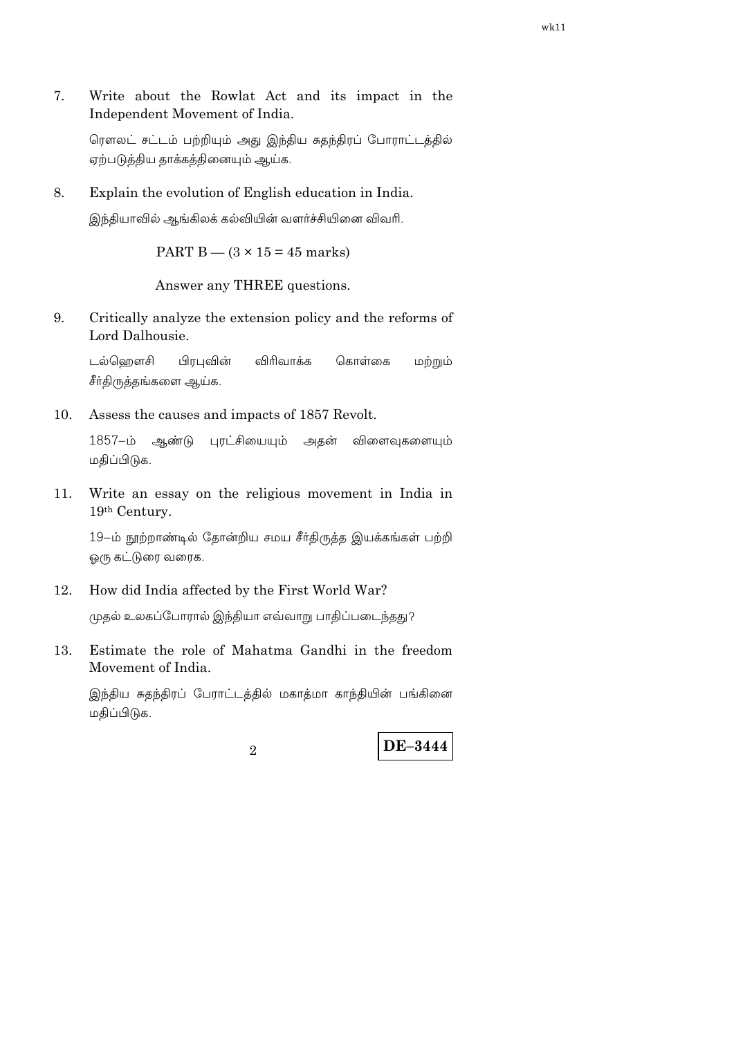7. Write about the Rowlat Act and its impact in the Independent Movement of India.

   ரௌலட் சட்டம் பற்றியும் அது இந்திய சுதந்திரப் போராட்டத்தில் ஏற்படுத்திய தாக்கத்தினையும் ஆய்க.

8. Explain the evolution of English education in India.

   இந்தியாவில் ஆங்கிலக் கல்வியின் வளர்ச்சியினை விவரி.

PART B — (3 × 15 = 45 marks)

Answer any THREE questions.

9. Critically analyze the extension policy and the reforms of Lord Dalhousie.

   டல்ஹௌசி பிரபுவின் விரிவாக்க கொள்கை மற்றும் சீர்திருத்தங்களை ஆய்க.

10. Assess the causes and impacts of 1857 Revolt.

    1857–ம் ஆண்டு புரட்சியையும் அதன் விளைவுகளையும் மதிப்பிடுக.

11. Write an essay on the religious movement in India in 19th Century.

    19–ம் நூற்றாண்டில் தோன்றிய சமய சீர்திருத்த இயக்கங்கள் பற்றி ஒரு கட்டுரை வரைக.

12. How did India affected by the First World War?

    முதல் உலகப்போரால் இந்தியா எவ்வாறு பாதிப்படைந்தது?

13. Estimate the role of Mahatma Gandhi in the freedom Movement of India.

    இந்திய சுதந்திரப் போராட்டத்தில் மகாத்மா காந்தியின் பங்கினை மதிப்பிடுக.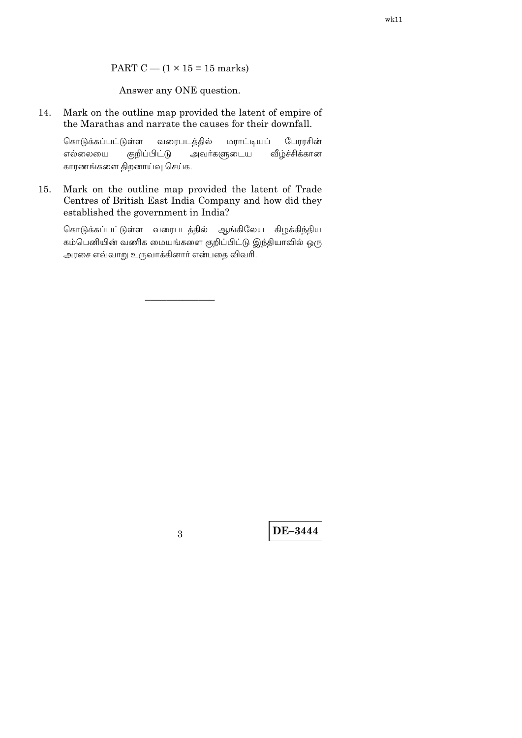## PART C — (1 × 15 = 15 marks)

Answer any ONE question.

14. Mark on the outline map provided the latent of empire of the Marathas and narrate the causes for their downfall.

    கொடுக்கப்பட்டுள்ள வரைபடத்தில் மராட்டியப் பேரரசின் எல்லையை குறிப்பிட்டு அவர்களுடைய வீழ்ச்சிக்கான காரணங்களை திறனாய்வு செய்க.

15. Mark on the outline map provided the latent of Trade Centres of British East India Company and how did they established the government in India?

    கொடுக்கப்பட்டுள்ள வரைபடத்தில் ஆங்கிலேய கிழக்கிந்திய கம்பெனியின் வணிக மையங்களை குறிப்பிட்டு இந்தியாவில் ஒரு அரசை எவ்வாறு உருவாக்கினார் என்பதை விவரி.

———————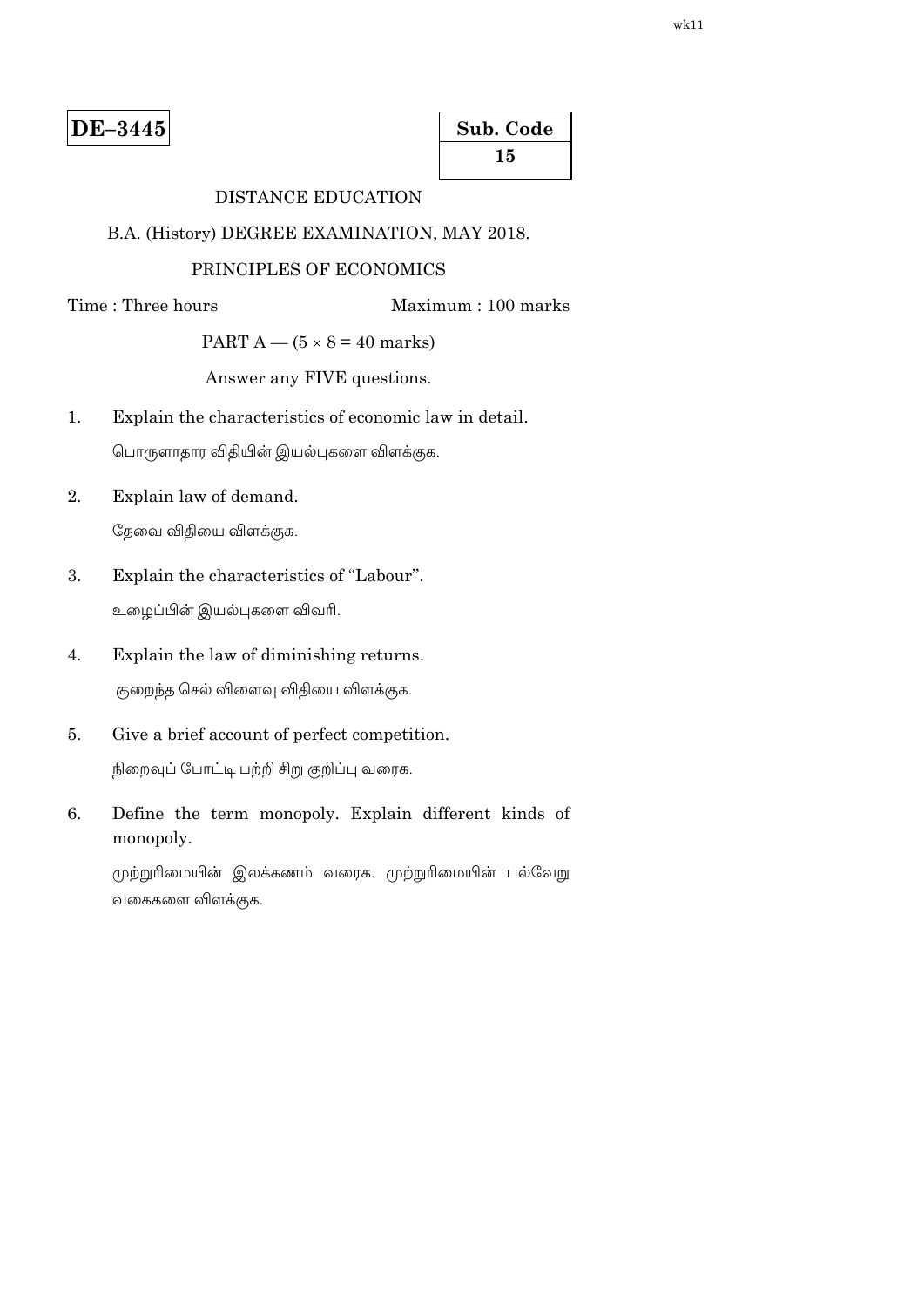**DE–3445**

**Sub. Code**
**15**

DISTANCE EDUCATION

B.A. (History) DEGREE EXAMINATION, MAY 2018.

PRINCIPLES OF ECONOMICS

Time : Three hours                                   Maximum : 100 marks

PART A — ($5 \times 8 = 40$ marks)

Answer any FIVE questions.

1. Explain the characteristics of economic law in detail.

   பொருளாதார விதியின் இயல்புகளை விளக்குக.

2. Explain law of demand.

   தேவை விதியை விளக்குக.

3. Explain the characteristics of "Labour".

   உழைப்பின் இயல்புகளை விவரி.

4. Explain the law of diminishing returns.

   குறைந்த செல் விளைவு விதியை விளக்குக.

5. Give a brief account of perfect competition.

   நிறைவுப் போட்டி பற்றி சிறு குறிப்பு வரைக.

6. Define the term monopoly. Explain different kinds of monopoly.

   முற்றுரிமையின் இலக்கணம் வரைக. முற்றுரிமையின் பல்வேறு வகைகளை விளக்குக.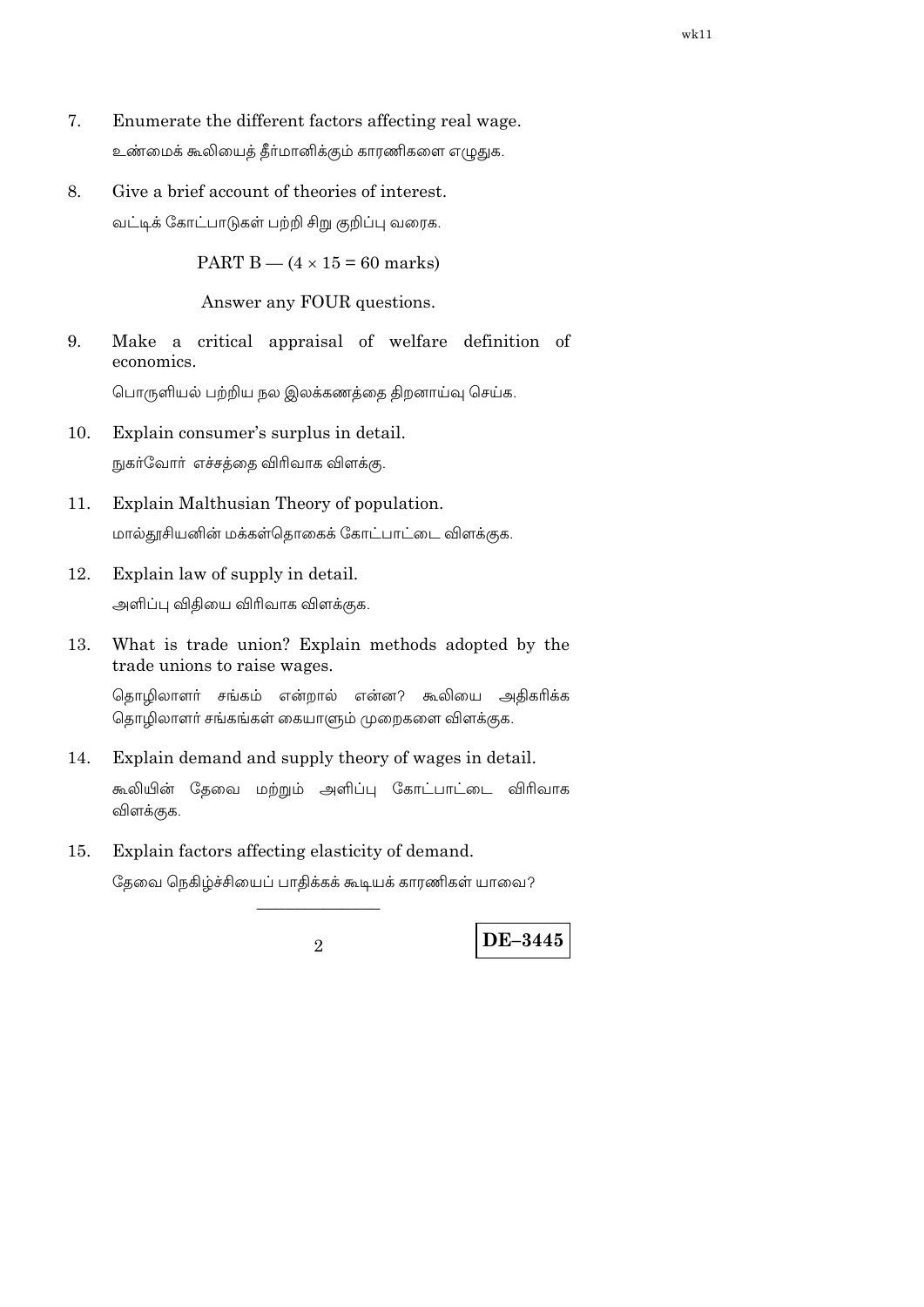7. Enumerate the different factors affecting real wage.

   உண்மைக் கூலியைத் தீர்மானிக்கும் காரணிகளை எழுதுக.

8. Give a brief account of theories of interest.

   வட்டிக் கோட்பாடுகள் பற்றி சிறு குறிப்பு வரைக.

PART B — (4 × 15 = 60 marks)

Answer any FOUR questions.

9. Make a critical appraisal of welfare definition of economics.

   பொருளியல் பற்றிய நல இலக்கணத்தை திறனாய்வு செய்க.

10. Explain consumer's surplus in detail.

    நுகர்வோர் எச்சத்தை விரிவாக விளக்கு.

11. Explain Malthusian Theory of population.

    மால்தூசியனின் மக்கள்தொகைக் கோட்பாட்டை விளக்குக.

12. Explain law of supply in detail.

    அளிப்பு விதியை விரிவாக விளக்குக.

13. What is trade union? Explain methods adopted by the trade unions to raise wages.

    தொழிலாளர் சங்கம் என்றால் என்ன? கூலியை அதிகரிக்க தொழிலாளர் சங்கங்கள் கையாளும் முறைகளை விளக்குக.

14. Explain demand and supply theory of wages in detail.

    கூலியின் தேவை மற்றும் அளிப்பு கோட்பாட்டை விரிவாக விளக்குக.

15. Explain factors affecting elasticity of demand.

    தேவை நெகிழ்ச்சியைப் பாதிக்கக் கூடியக் காரணிகள் யாவை?

———————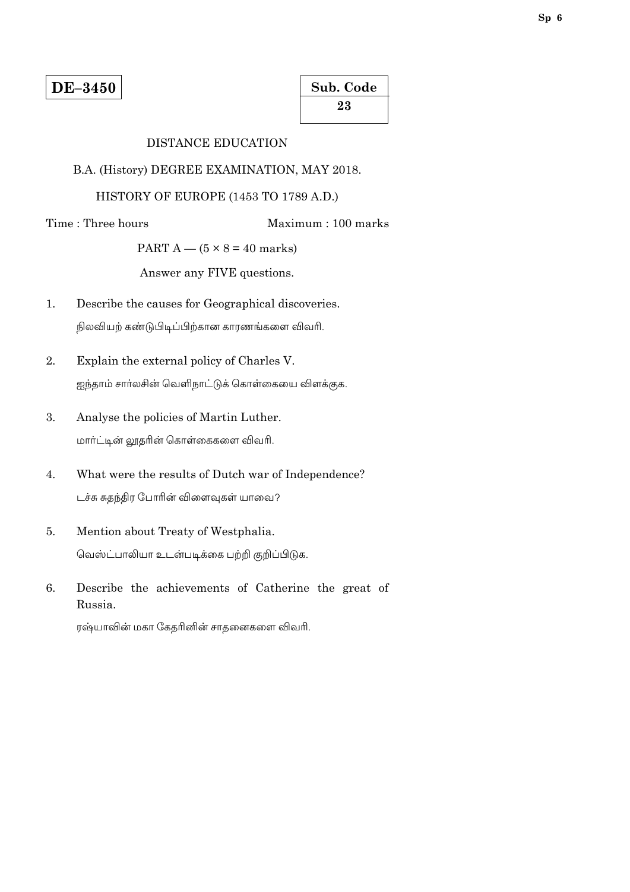**DE–3450**

| Sub. Code |
|---|
| 23 |

DISTANCE EDUCATION

B.A. (History) DEGREE EXAMINATION, MAY 2018.

HISTORY OF EUROPE (1453 TO 1789 A.D.)

Time : Three hours Maximum : 100 marks

PART A — ($5 \times 8 = 40$ marks)

Answer any FIVE questions.

1. Describe the causes for Geographical discoveries.

   நிலவியற் கண்டுபிடிப்பிற்கான காரணங்களை விவரி.

2. Explain the external policy of Charles V.

   ஐந்தாம் சார்லசின் வெளிநாட்டுக் கொள்கையை விளக்குக.

3. Analyse the policies of Martin Luther.

   மார்ட்டின் லூதரின் கொள்கைகளை விவரி.

4. What were the results of Dutch war of Independence?

   டச்சு சுதந்திர போரின் விளைவுகள் யாவை?

5. Mention about Treaty of Westphalia.

   வெஸ்ட்பாலியா உடன்படிக்கை பற்றி குறிப்பிடுக.

6. Describe the achievements of Catherine the great of Russia.

   ரஷ்யாவின் மகா கேதரினின் சாதனைகளை விவரி.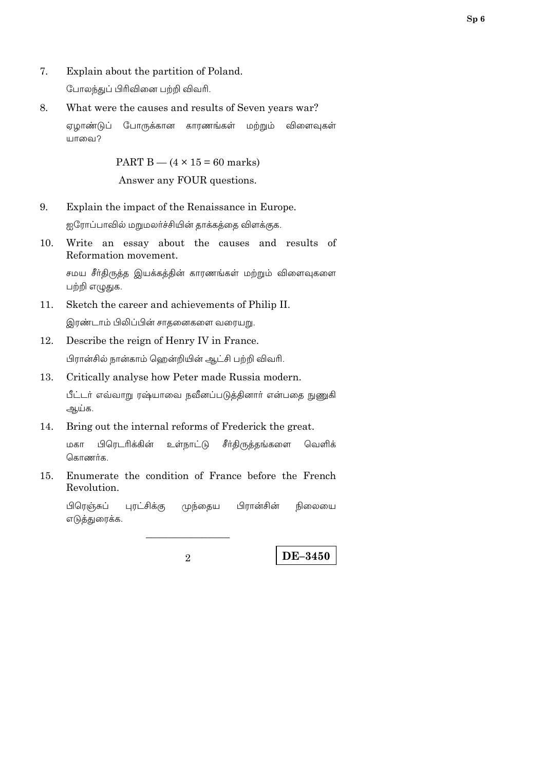7. Explain about the partition of Poland.

   போலந்துப் பிரிவினை பற்றி விவரி.

8. What were the causes and results of Seven years war?

   ஏழாண்டுப் போருக்கான காரணங்கள் மற்றும் விளைவுகள் யாவை?

PART B — (4 × 15 = 60 marks)

Answer any FOUR questions.

9. Explain the impact of the Renaissance in Europe.

   ஐரோப்பாவில் மறுமலர்ச்சியின் தாக்கத்தை விளக்குக.

10. Write an essay about the causes and results of Reformation movement.

    சமய சீர்திருத்த இயக்கத்தின் காரணங்கள் மற்றும் விளைவுகளை பற்றி எழுதுக.

11. Sketch the career and achievements of Philip II.

    இரண்டாம் பிலிப்பின் சாதனைகளை வரையறு.

12. Describe the reign of Henry IV in France.

    பிரான்சில் நான்காம் ஹென்றியின் ஆட்சி பற்றி விவரி.

13. Critically analyse how Peter made Russia modern.

    பீட்டர் எவ்வாறு ரஷ்யாவை நவீனப்படுத்தினார் என்பதை நுணுகி ஆய்க.

14. Bring out the internal reforms of Frederick the great.

    மகா பிரெடரிக்கின் உள்நாட்டு சீர்திருத்தங்களை வெளிக் கொணர்க.

15. Enumerate the condition of France before the French Revolution.

    பிரெஞ்சுப் புரட்சிக்கு முந்தைய பிரான்சின் நிலையை எடுத்துரைக்க.

---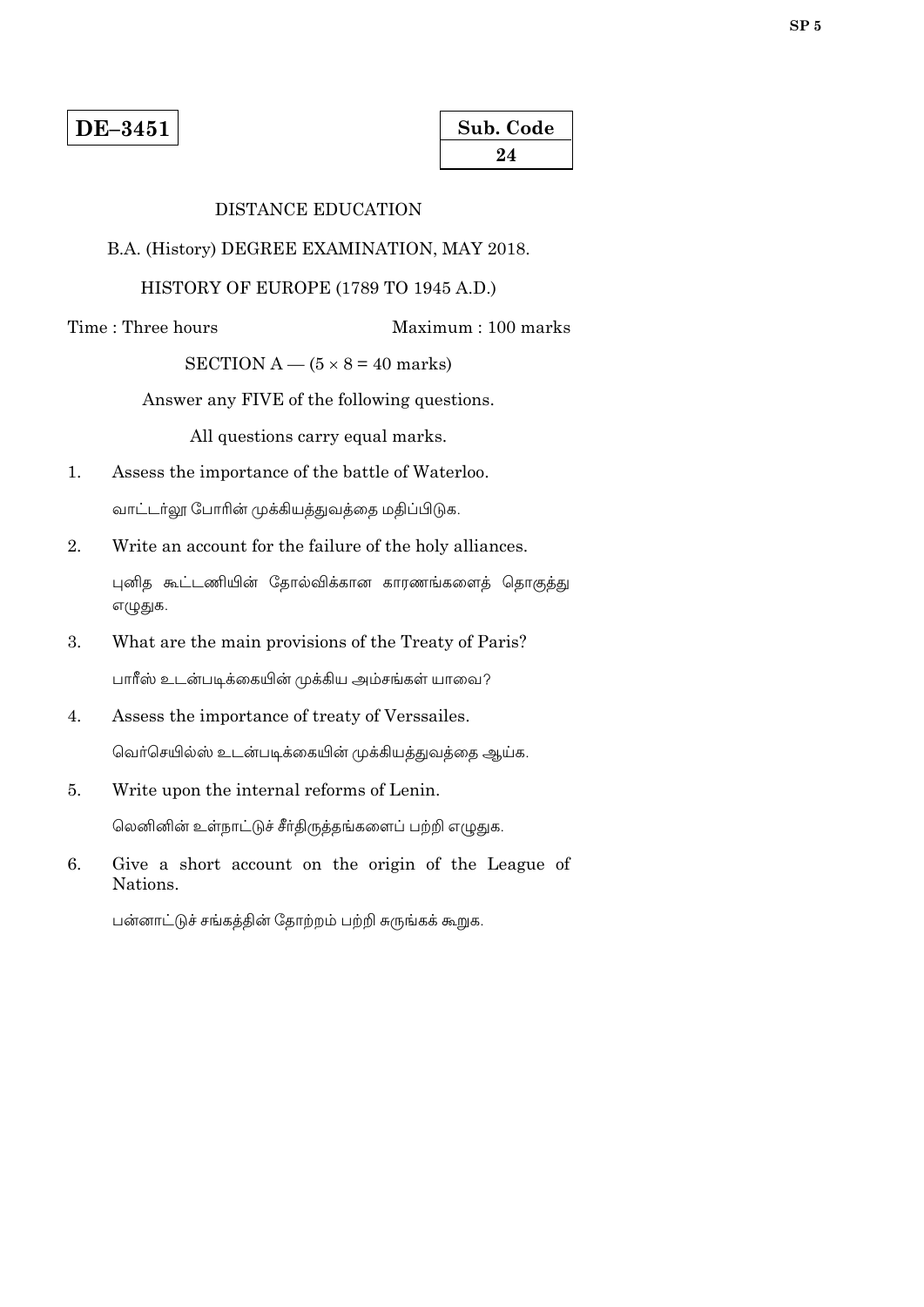**DE–3451**

| Sub. Code |
| --- |
| 24 |

DISTANCE EDUCATION

B.A. (History) DEGREE EXAMINATION, MAY 2018.

HISTORY OF EUROPE (1789 TO 1945 A.D.)

Time : Three hours　　　　　　　　Maximum : 100 marks

SECTION A — (5 × 8 = 40 marks)

Answer any FIVE of the following questions.

All questions carry equal marks.

1. Assess the importance of the battle of Waterloo.

   வாட்டர்லூ போரின் முக்கியத்துவத்தை மதிப்பிடுக.

2. Write an account for the failure of the holy alliances.

   புனித கூட்டணியின் தோல்விக்கான காரணங்களைத் தொகுத்து எழுதுக.

3. What are the main provisions of the Treaty of Paris?

   பாரீஸ் உடன்படிக்கையின் முக்கிய அம்சங்கள் யாவை?

4. Assess the importance of treaty of Verssailes.

   வெர்செயில்ஸ் உடன்படிக்கையின் முக்கியத்துவத்தை ஆய்க.

5. Write upon the internal reforms of Lenin.

   லெனினின் உள்நாட்டுச் சீர்திருத்தங்களைப் பற்றி எழுதுக.

6. Give a short account on the origin of the League of Nations.

   பன்னாட்டுச் சங்கத்தின் தோற்றம் பற்றி சுருங்கக் கூறுக.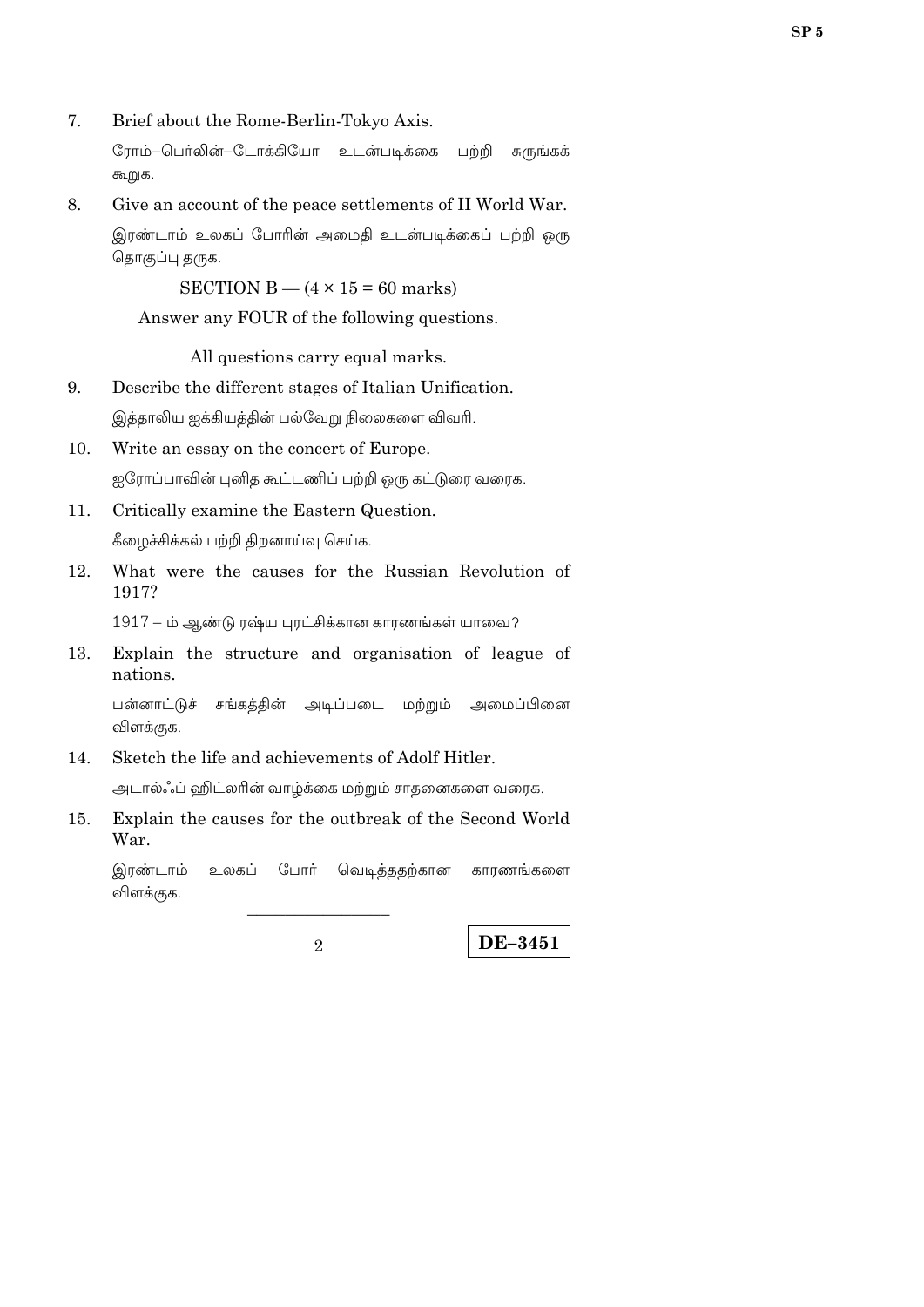7. Brief about the Rome-Berlin-Tokyo Axis.

   ரோம்–பெர்லின்–டோக்கியோ உடன்படிக்கை பற்றி சுருங்கக் கூறுக.

8. Give an account of the peace settlements of II World War.

   இரண்டாம் உலகப் போரின் அமைதி உடன்படிக்கைப் பற்றி ஒரு தொகுப்பு தருக.

SECTION B — (4 × 15 = 60 marks)

Answer any FOUR of the following questions.

All questions carry equal marks.

9. Describe the different stages of Italian Unification.

   இத்தாலிய ஐக்கியத்தின் பல்வேறு நிலைகளை விவரி.

10. Write an essay on the concert of Europe.

    ஐரோப்பாவின் புனித கூட்டணிப் பற்றி ஒரு கட்டுரை வரைக.

11. Critically examine the Eastern Question.

    கீழைச்சிக்கல் பற்றி திறனாய்வு செய்க.

12. What were the causes for the Russian Revolution of 1917?

    1917 – ம் ஆண்டு ரஷ்ய புரட்சிக்கான காரணங்கள் யாவை?

13. Explain the structure and organisation of league of nations.

    பன்னாட்டுச் சங்கத்தின் அடிப்படை மற்றும் அமைப்பினை விளக்குக.

14. Sketch the life and achievements of Adolf Hitler.

    அடால்ஃப் ஹிட்லரின் வாழ்க்கை மற்றும் சாதனைகளை வரைக.

15. Explain the causes for the outbreak of the Second World War.

    இரண்டாம் உலகப் போர் வெடித்ததற்கான காரணங்களை விளக்குக.

DE–3451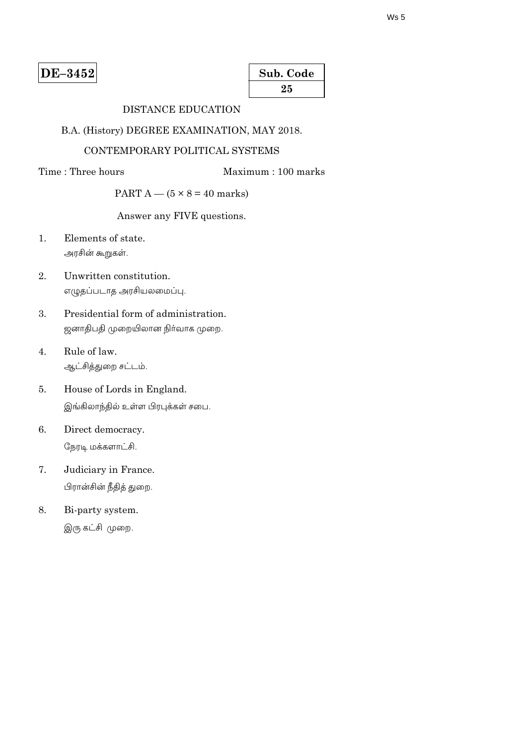**DE–3452**

**Sub. Code**
**25**

DISTANCE EDUCATION

B.A. (History) DEGREE EXAMINATION, MAY 2018.

CONTEMPORARY POLITICAL SYSTEMS

Time : Three hours Maximum : 100 marks

PART A — (5 × 8 = 40 marks)

Answer any FIVE questions.

1. Elements of state.
   அரசின் கூறுகள்.

2. Unwritten constitution.
   எழுதப்படாத அரசியலமைப்பு.

3. Presidential form of administration.
   ஜனாதிபதி முறையிலான நிர்வாக முறை.

4. Rule of law.
   ஆட்சித்துறை சட்டம்.

5. House of Lords in England.
   இங்கிலாந்தில் உள்ள பிரபுக்கள் சபை.

6. Direct democracy.
   நேரடி மக்களாட்சி.

7. Judiciary in France.
   பிரான்சின் நீதித் துறை.

8. Bi-party system.
   இரு கட்சி முறை.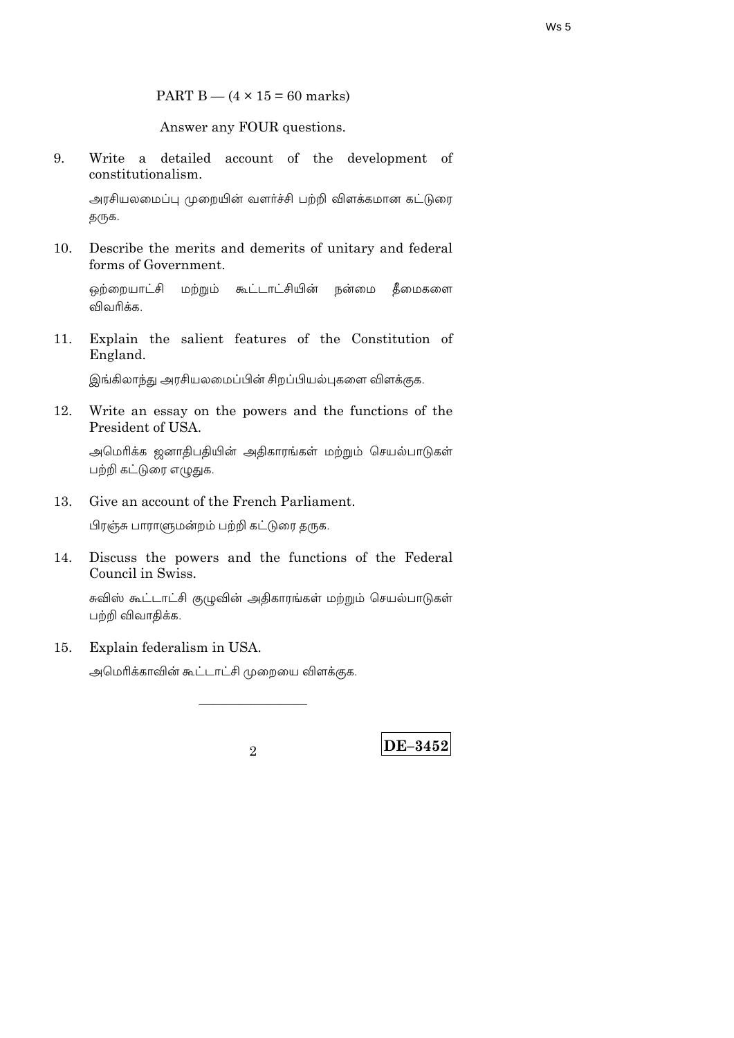PART B — (4 × 15 = 60 marks)

Answer any FOUR questions.

9. Write a detailed account of the development of constitutionalism.

   அரசியலமைப்பு முறையின் வளர்ச்சி பற்றி விளக்கமான கட்டுரை தருக.

10. Describe the merits and demerits of unitary and federal forms of Government.

    ஒற்றையாட்சி மற்றும் கூட்டாட்சியின் நன்மை தீமைகளை விவரிக்க.

11. Explain the salient features of the Constitution of England.

    இங்கிலாந்து அரசியலமைப்பின் சிறப்பியல்புகளை விளக்குக.

12. Write an essay on the powers and the functions of the President of USA.

    அமெரிக்க ஜனாதிபதியின் அதிகாரங்கள் மற்றும் செயல்பாடுகள் பற்றி கட்டுரை எழுதுக.

13. Give an account of the French Parliament.

    பிரஞ்சு பாராளுமன்றம் பற்றி கட்டுரை தருக.

14. Discuss the powers and the functions of the Federal Council in Swiss.

    சுவிஸ் கூட்டாட்சி குழுவின் அதிகாரங்கள் மற்றும் செயல்பாடுகள் பற்றி விவாதிக்க.

15. Explain federalism in USA.

    அமெரிக்காவின் கூட்டாட்சி முறையை விளக்குக.

———————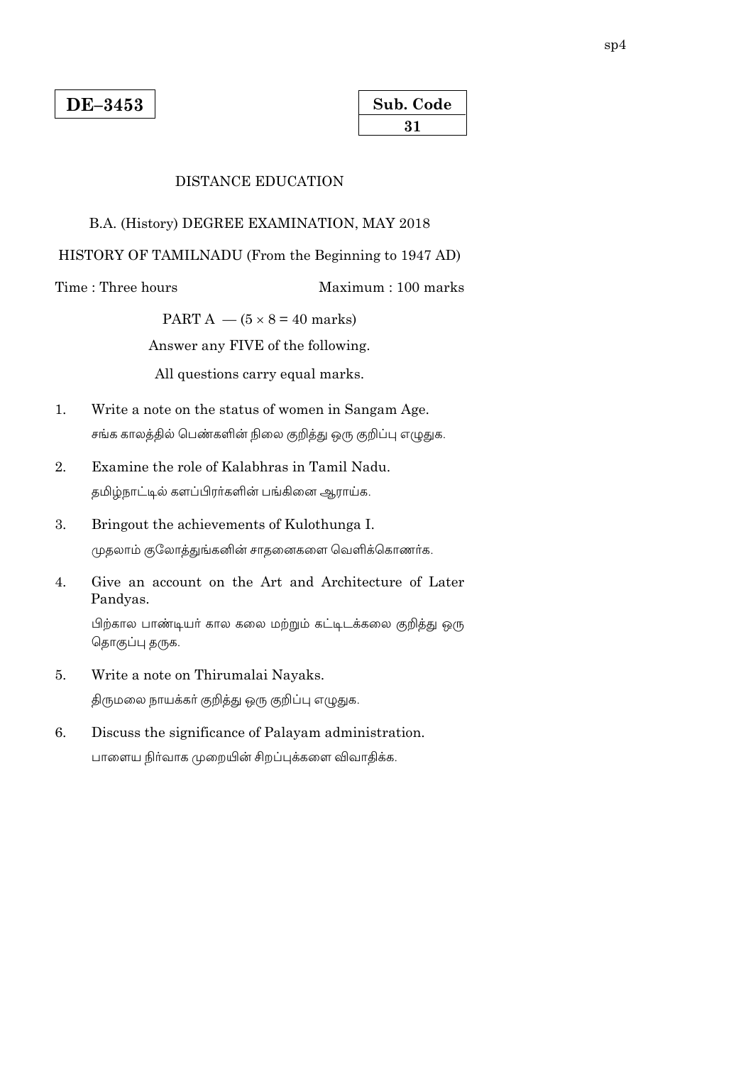**DE–3453**

**Sub. Code**
**31**

DISTANCE EDUCATION

B.A. (History) DEGREE EXAMINATION, MAY 2018

HISTORY OF TAMILNADU (From the Beginning to 1947 AD)

Time : Three hours                                Maximum : 100 marks

PART A — ($5 \times 8 = 40$ marks)

Answer any FIVE of the following.

All questions carry equal marks.

1. Write a note on the status of women in Sangam Age.

   சங்க காலத்தில் பெண்களின் நிலை குறித்து ஒரு குறிப்பு எழுதுக.

2. Examine the role of Kalabhras in Tamil Nadu.

   தமிழ்நாட்டில் களப்பிரர்களின் பங்கினை ஆராய்க.

3. Bringout the achievements of Kulothunga I.

   முதலாம் குலோத்துங்கனின் சாதனைகளை வெளிக்கொணர்க.

4. Give an account on the Art and Architecture of Later Pandyas.

   பிற்கால பாண்டியர் கால கலை மற்றும் கட்டிடக்கலை குறித்து ஒரு தொகுப்பு தருக.

5. Write a note on Thirumalai Nayaks.

   திருமலை நாயக்கர் குறித்து ஒரு குறிப்பு எழுதுக.

6. Discuss the significance of Palayam administration.

   பாளைய நிர்வாக முறையின் சிறப்புக்களை விவாதிக்க.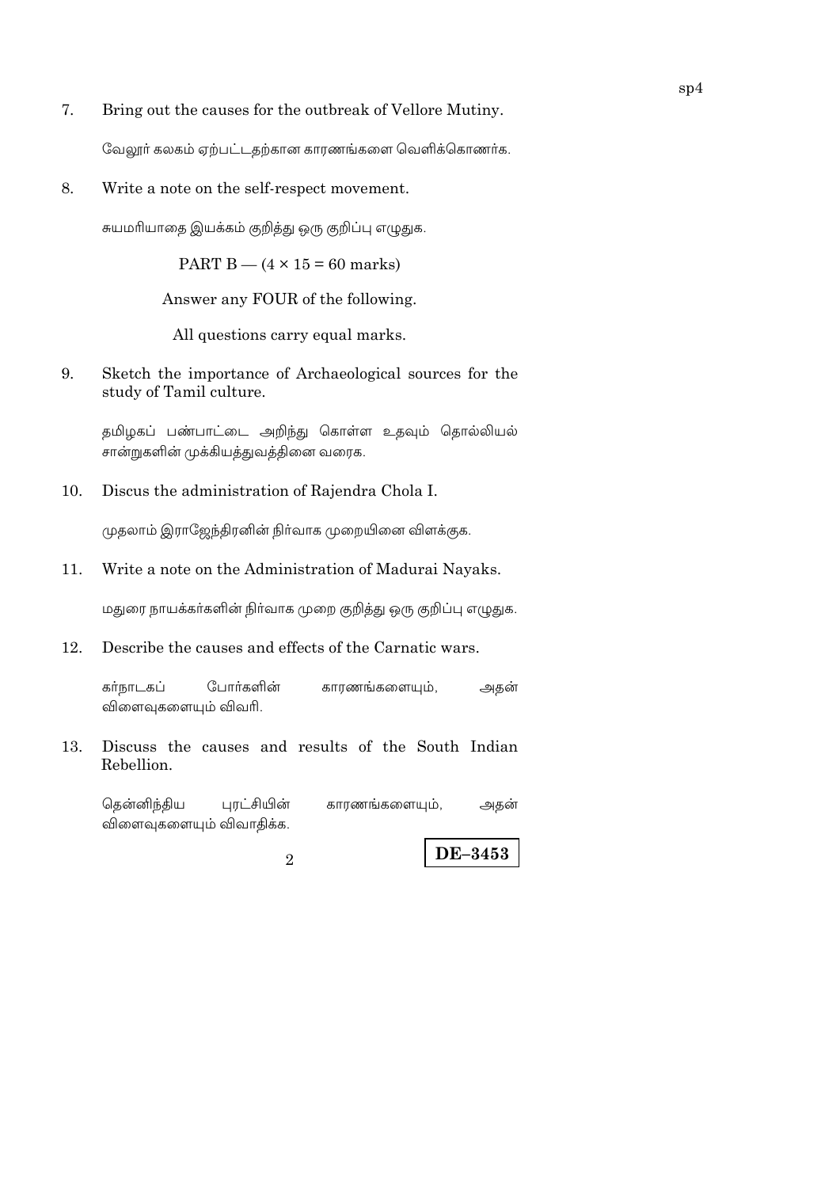7. Bring out the causes for the outbreak of Vellore Mutiny.

   வேலூர் கலகம் ஏற்பட்டதற்கான காரணங்களை வெளிக்கொணர்க.

8. Write a note on the self-respect movement.

   சுயமரியாதை இயக்கம் குறித்து ஒரு குறிப்பு எழுதுக.

PART B — (4 × 15 = 60 marks)

Answer any FOUR of the following.

All questions carry equal marks.

9. Sketch the importance of Archaeological sources for the study of Tamil culture.

   தமிழகப் பண்பாட்டை அறிந்து கொள்ள உதவும் தொல்லியல் சான்றுகளின் முக்கியத்துவத்தினை வரைக.

10. Discus the administration of Rajendra Chola I.

    முதலாம் இராஜேந்திரனின் நிர்வாக முறையினை விளக்குக.

11. Write a note on the Administration of Madurai Nayaks.

    மதுரை நாயக்கர்களின் நிர்வாக முறை குறித்து ஒரு குறிப்பு எழுதுக.

12. Describe the causes and effects of the Carnatic wars.

    கர்நாடகப் போர்களின் காரணங்களையும், அதன் விளைவுகளையும் விவரி.

13. Discuss the causes and results of the South Indian Rebellion.

    தென்னிந்திய புரட்சியின் காரணங்களையும், அதன் விளைவுகளையும் விவாதிக்க.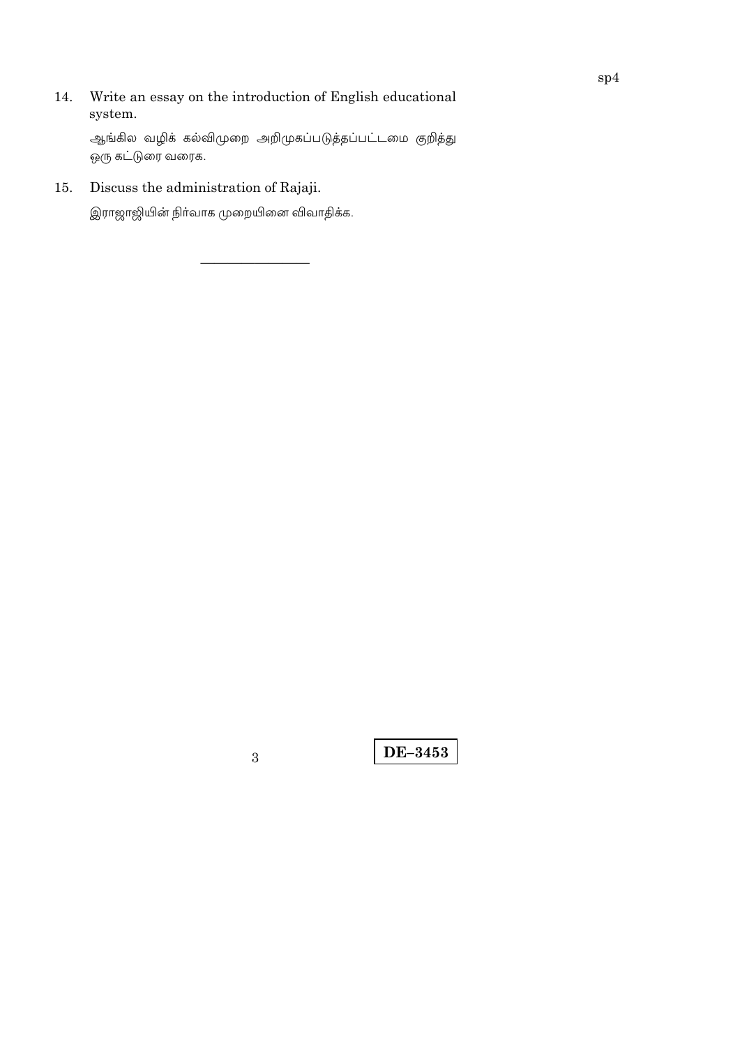14. Write an essay on the introduction of English educational system.

    ஆங்கில வழிக் கல்விமுறை அறிமுகப்படுத்தப்பட்டமை குறித்து ஒரு கட்டுரை வரைக.

15. Discuss the administration of Rajaji.

    இராஜாஜியின் நிர்வாக முறையினை விவாதிக்க.

———————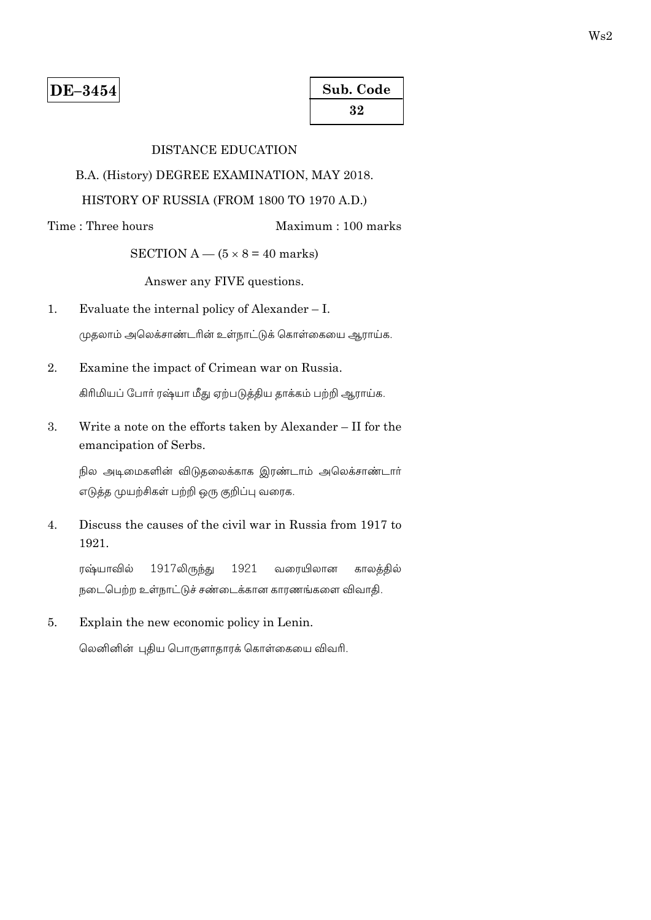**DE–3454**

**Sub. Code**
**32**

DISTANCE EDUCATION

B.A. (History) DEGREE EXAMINATION, MAY 2018.

HISTORY OF RUSSIA (FROM 1800 TO 1970 A.D.)

Time : Three hours Maximum : 100 marks

SECTION A — (5 × 8 = 40 marks)

Answer any FIVE questions.

1. Evaluate the internal policy of Alexander – I.

   முதலாம் அலெக்சாண்டரின் உள்நாட்டுக் கொள்கையை ஆராய்க.

2. Examine the impact of Crimean war on Russia.

   கிரிமியப் போர் ரஷ்யா மீது ஏற்படுத்திய தாக்கம் பற்றி ஆராய்க.

3. Write a note on the efforts taken by Alexander – II for the emancipation of Serbs.

   நில அடிமைகளின் விடுதலைக்காக இரண்டாம் அலெக்சாண்டார் எடுத்த முயற்சிகள் பற்றி ஒரு குறிப்பு வரைக.

4. Discuss the causes of the civil war in Russia from 1917 to 1921.

   ரஷ்யாவில் 1917லிருந்து 1921 வரையிலான காலத்தில் நடைபெற்ற உள்நாட்டுச் சண்டைக்கான காரணங்களை விவாதி.

5. Explain the new economic policy in Lenin.

   லெனினின் புதிய பொருளாதாரக் கொள்கையை விவரி.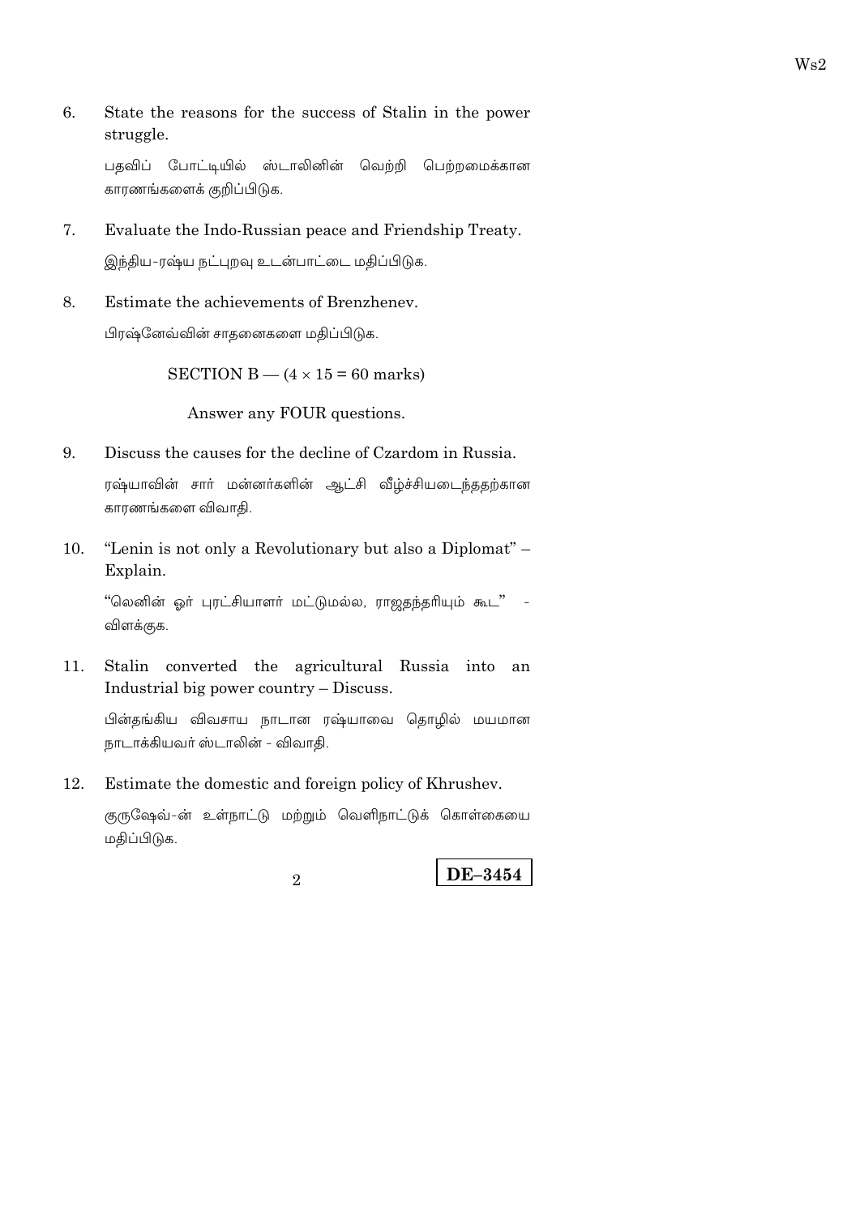6. State the reasons for the success of Stalin in the power struggle.

   பதவிப் போட்டியில் ஸ்டாலினின் வெற்றி பெற்றமைக்கான காரணங்களைக் குறிப்பிடுக.

7. Evaluate the Indo-Russian peace and Friendship Treaty.

   இந்திய-ரஷ்ய நட்புறவு உடன்பாட்டை மதிப்பிடுக.

8. Estimate the achievements of Brenzhenev.

   பிரஷ்னேவ்வின் சாதனைகளை மதிப்பிடுக.

SECTION B — (4 × 15 = 60 marks)

Answer any FOUR questions.

9. Discuss the causes for the decline of Czardom in Russia.

   ரஷ்யாவின் சார் மன்னர்களின் ஆட்சி வீழ்ச்சியடைந்ததற்கான காரணங்களை விவாதி.

10. "Lenin is not only a Revolutionary but also a Diplomat" – Explain.

    "லெனின் ஓர் புரட்சியாளர் மட்டுமல்ல, ராஜதந்திரியும் கூட" - விளக்குக.

11. Stalin converted the agricultural Russia into an Industrial big power country – Discuss.

    பின்தங்கிய விவசாய நாடான ரஷ்யாவை தொழில் மயமான நாடாக்கியவர் ஸ்டாலின் - விவாதி.

12. Estimate the domestic and foreign policy of Khrushev.

    குருஷேவ்-ன் உள்நாட்டு மற்றும் வெளிநாட்டுக் கொள்கையை மதிப்பிடுக.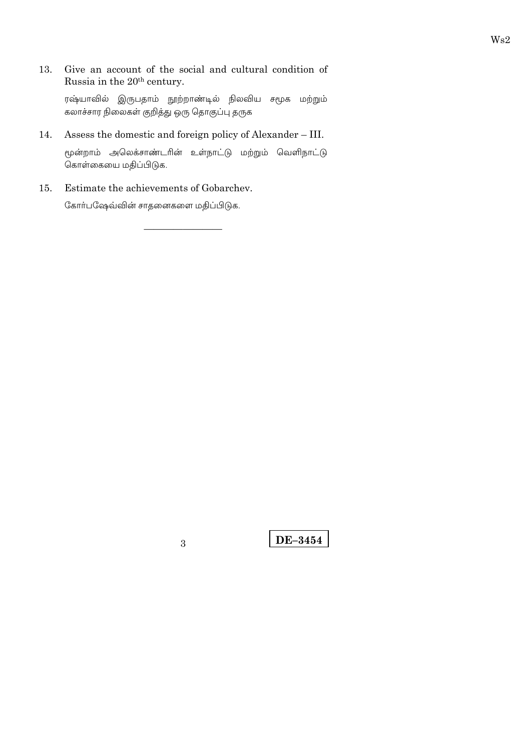13. Give an account of the social and cultural condition of Russia in the 20th century.

    ரஷ்யாவில் இருபதாம் நூற்றாண்டில் நிலவிய சமூக மற்றும் கலாச்சார நிலைகள் குறித்து ஒரு தொகுப்பு தருக

14. Assess the domestic and foreign policy of Alexander – III.

    மூன்றாம் அலெக்சாண்டரின் உள்நாட்டு மற்றும் வெளிநாட்டு கொள்கையை மதிப்பிடுக.

15. Estimate the achievements of Gobarchev.

    கோர்பஷேவ்வின் சாதனைகளை மதிப்பிடுக.

---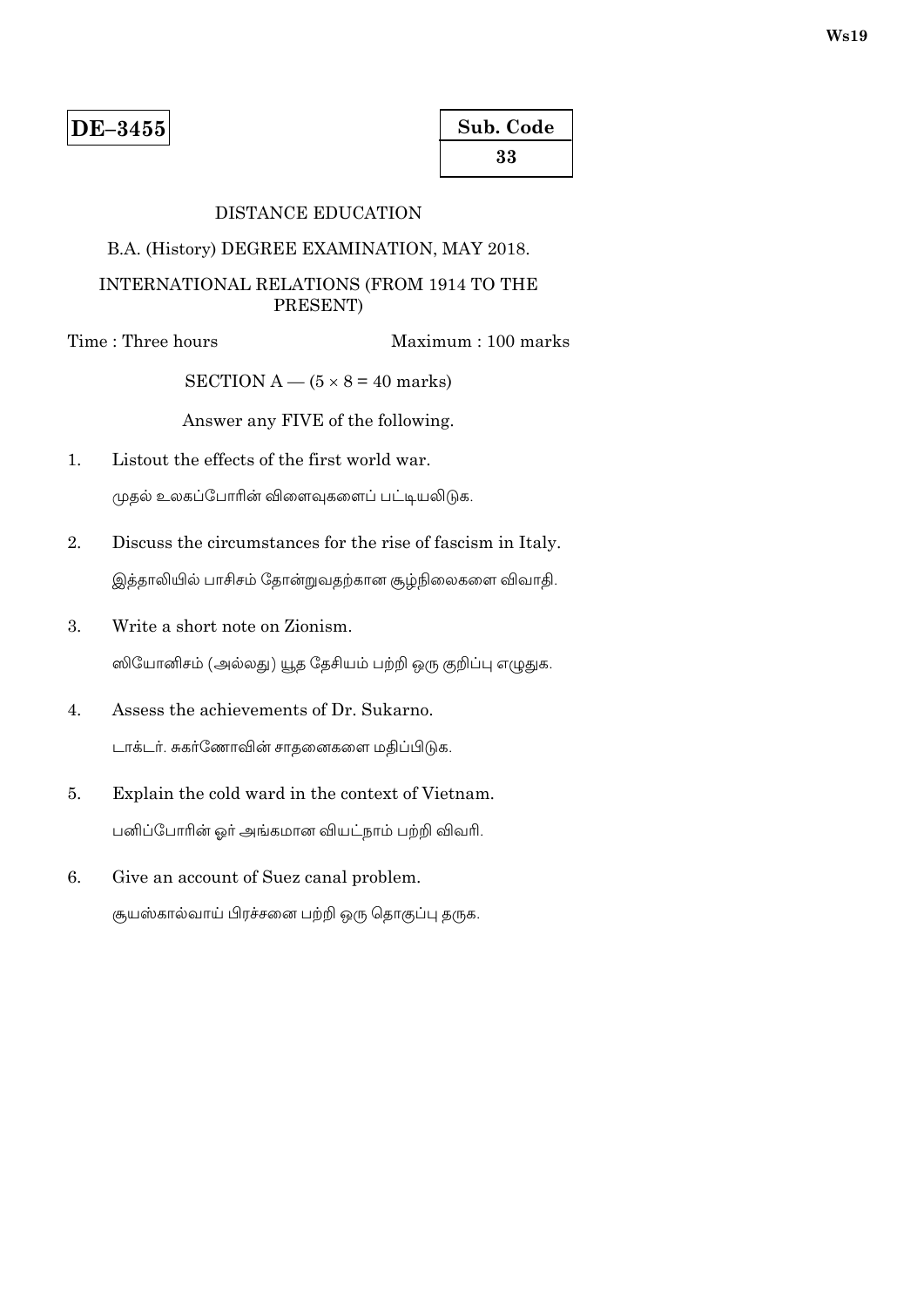**DE–3455**

**Sub. Code**
**33**

DISTANCE EDUCATION

B.A. (History) DEGREE EXAMINATION, MAY 2018.

INTERNATIONAL RELATIONS (FROM 1914 TO THE PRESENT)

Time : Three hours Maximum : 100 marks

SECTION A — (5 × 8 = 40 marks)

Answer any FIVE of the following.

1. Listout the effects of the first world war.

   முதல் உலகப்போரின் விளைவுகளைப் பட்டியலிடுக.

2. Discuss the circumstances for the rise of fascism in Italy.

   இத்தாலியில் பாசிசம் தோன்றுவதற்கான சூழ்நிலைகளை விவாதி.

3. Write a short note on Zionism.

   ஸியோனிசம் (அல்லது) யூத தேசியம் பற்றி ஒரு குறிப்பு எழுதுக.

4. Assess the achievements of Dr. Sukarno.

   டாக்டர். சுகர்ணோவின் சாதனைகளை மதிப்பிடுக.

5. Explain the cold ward in the context of Vietnam.

   பனிப்போரின் ஓர் அங்கமான வியட்நாம் பற்றி விவரி.

6. Give an account of Suez canal problem.

   சூயஸ்கால்வாய் பிரச்சனை பற்றி ஒரு தொகுப்பு தருக.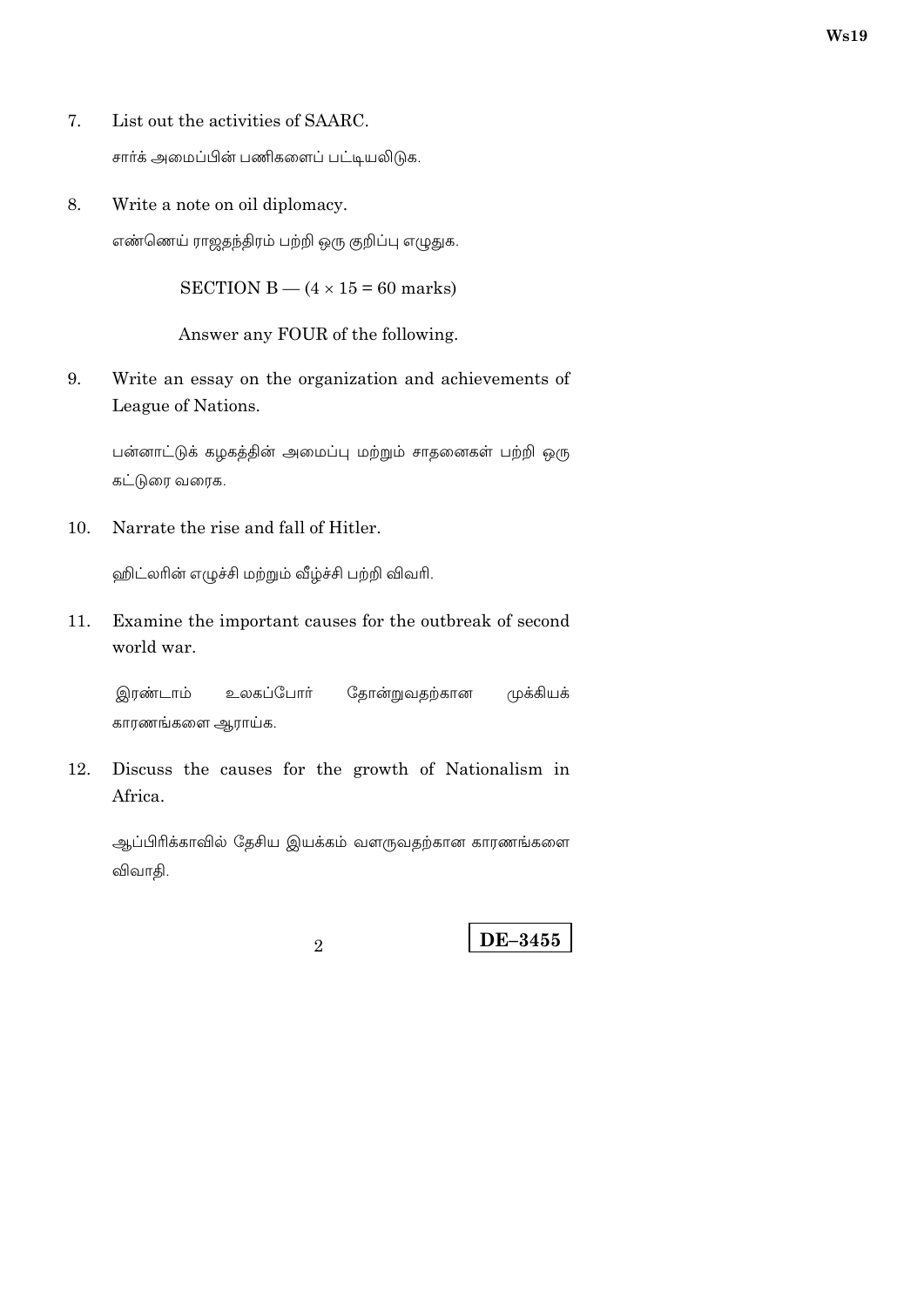7. List out the activities of SAARC.

   சார்க் அமைப்பின் பணிகளைப் பட்டியலிடுக.

8. Write a note on oil diplomacy.

   எண்ணெய் ராஜதந்திரம் பற்றி ஒரு குறிப்பு எழுதுக.

SECTION B — (4 × 15 = 60 marks)

Answer any FOUR of the following.

9. Write an essay on the organization and achievements of League of Nations.

   பன்னாட்டுக் கழகத்தின் அமைப்பு மற்றும் சாதனைகள் பற்றி ஒரு கட்டுரை வரைக.

10. Narrate the rise and fall of Hitler.

    ஹிட்லரின் எழுச்சி மற்றும் வீழ்ச்சி பற்றி விவரி.

11. Examine the important causes for the outbreak of second world war.

    இரண்டாம் உலகப்போர் தோன்றுவதற்கான முக்கியக் காரணங்களை ஆராய்க.

12. Discuss the causes for the growth of Nationalism in Africa.

    ஆப்பிரிக்காவில் தேசிய இயக்கம் வளருவதற்கான காரணங்களை விவாதி.

DE–3455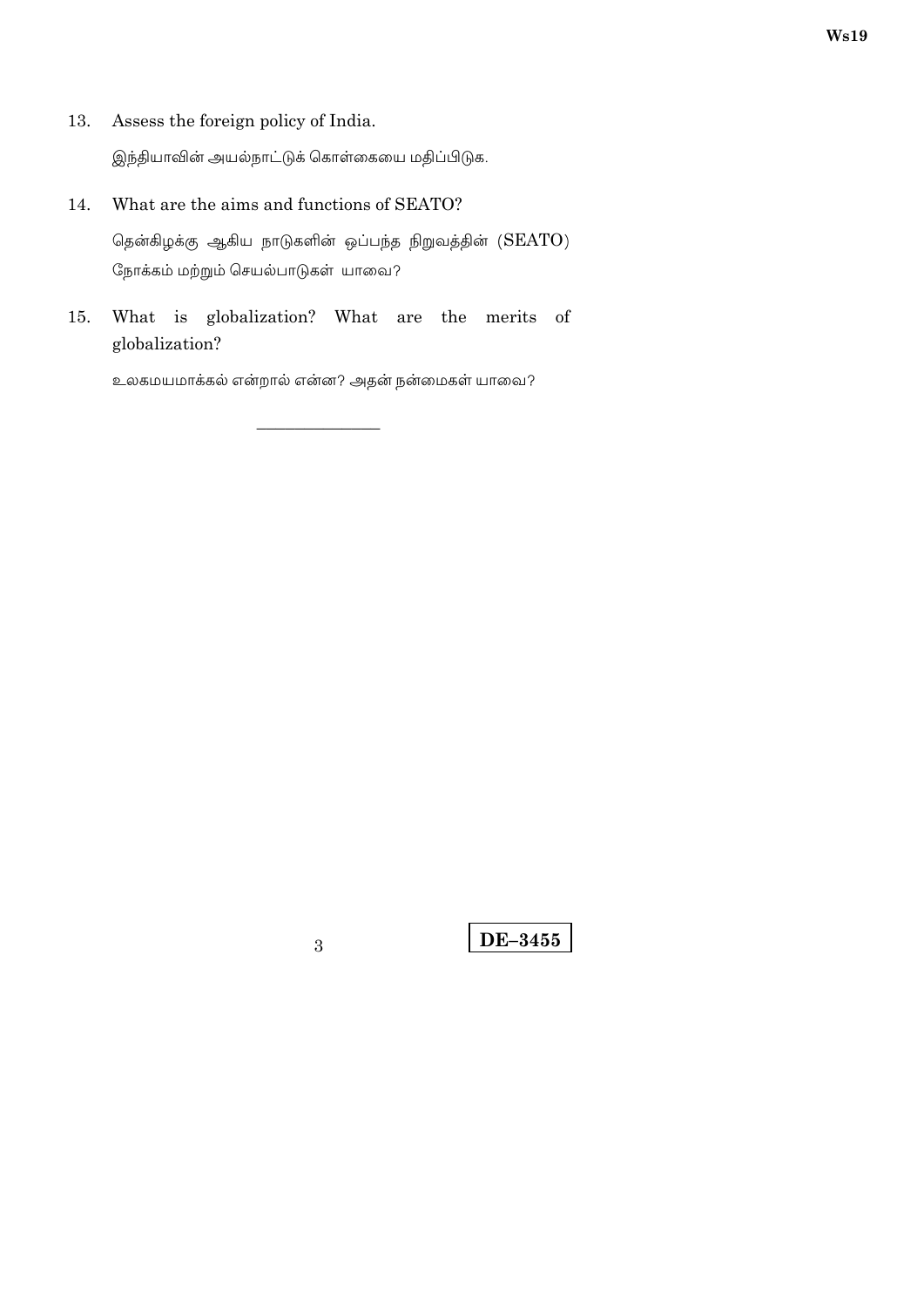13. Assess the foreign policy of India.

    இந்தியாவின் அயல்நாட்டுக் கொள்கையை மதிப்பிடுக.

14. What are the aims and functions of SEATO?

    தென்கிழக்கு ஆகிய நாடுகளின் ஒப்பந்த நிறுவத்தின் (SEATO) நோக்கம் மற்றும் செயல்பாடுகள் யாவை?

15. What is globalization? What are the merits of globalization?

    உலகமயமாக்கல் என்றால் என்ன? அதன் நன்மைகள் யாவை?

———————

DE–3455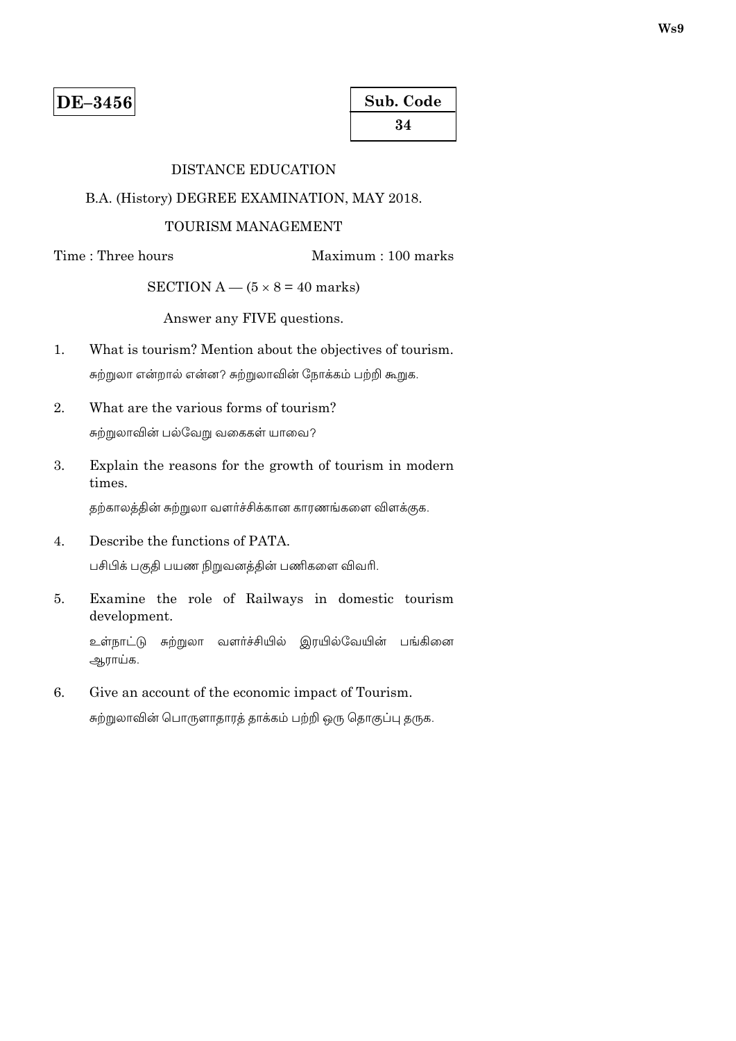**DE–3456**

**Sub. Code**

**34**

DISTANCE EDUCATION

B.A. (History) DEGREE EXAMINATION, MAY 2018.

TOURISM MANAGEMENT

Time : Three hours Maximum : 100 marks

SECTION A — (5 × 8 = 40 marks)

Answer any FIVE questions.

1. What is tourism? Mention about the objectives of tourism.

   சுற்றுலா என்றால் என்ன? சுற்றுலாவின் நோக்கம் பற்றி கூறுக.

2. What are the various forms of tourism?

   சுற்றுலாவின் பல்வேறு வகைகள் யாவை?

3. Explain the reasons for the growth of tourism in modern times.

   தற்காலத்தின் சுற்றுலா வளர்ச்சிக்கான காரணங்களை விளக்குக.

4. Describe the functions of PATA.

   பசிபிக் பகுதி பயண நிறுவனத்தின் பணிகளை விவரி.

5. Examine the role of Railways in domestic tourism development.

   உள்நாட்டு சுற்றுலா வளர்ச்சியில் இரயில்வேயின் பங்கினை ஆராய்க.

6. Give an account of the economic impact of Tourism.

   சுற்றுலாவின் பொருளாதாரத் தாக்கம் பற்றி ஒரு தொகுப்பு தருக.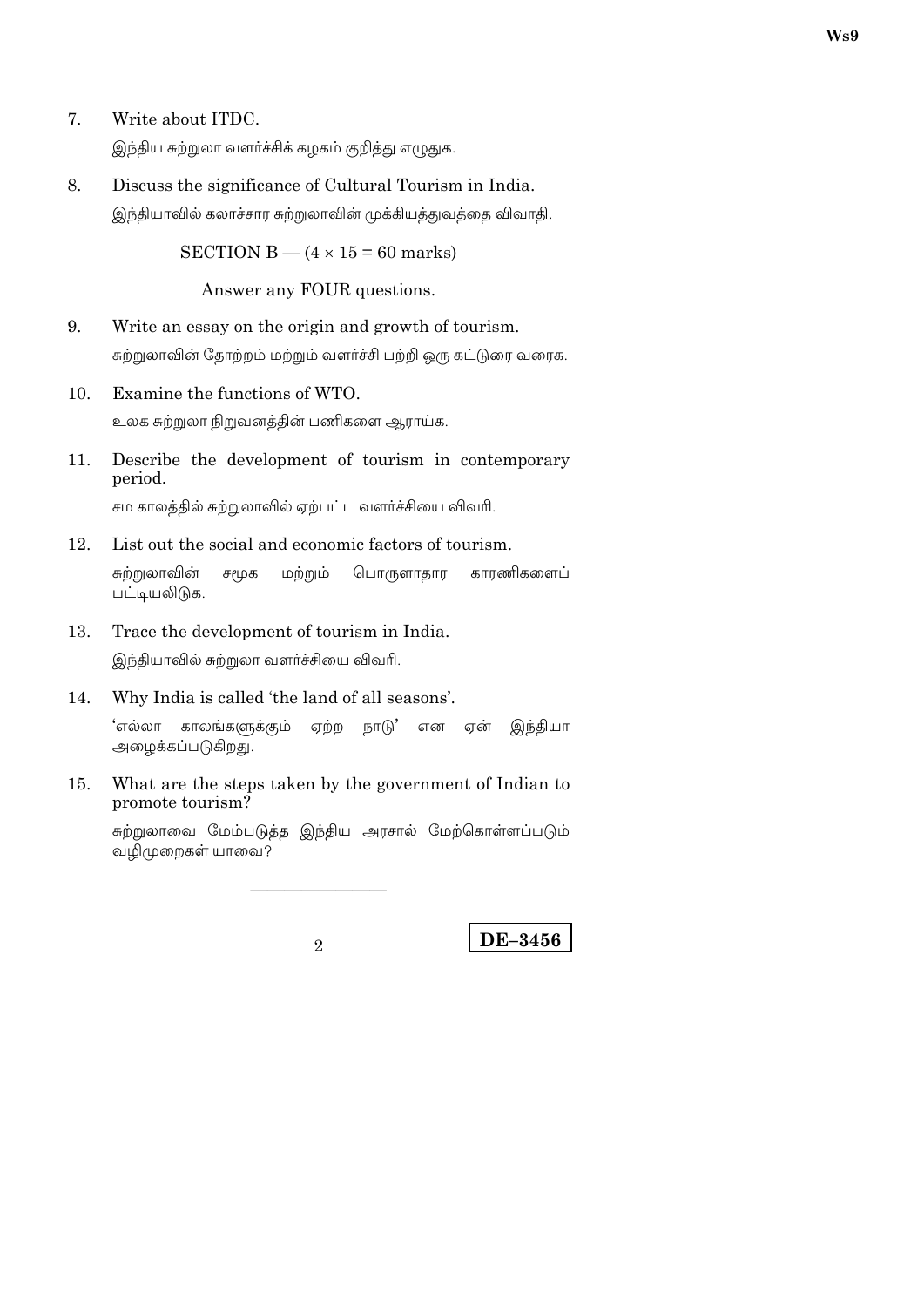7. Write about ITDC.

   இந்திய சுற்றுலா வளர்ச்சிக் கழகம் குறித்து எழுதுக.

8. Discuss the significance of Cultural Tourism in India.

   இந்தியாவில் கலாச்சார சுற்றுலாவின் முக்கியத்துவத்தை விவாதி.

SECTION B — ($4 \times 15 = 60$ marks)

Answer any FOUR questions.

9. Write an essay on the origin and growth of tourism.

   சுற்றுலாவின் தோற்றம் மற்றும் வளர்ச்சி பற்றி ஒரு கட்டுரை வரைக.

10. Examine the functions of WTO.

    உலக சுற்றுலா நிறுவனத்தின் பணிகளை ஆராய்க.

11. Describe the development of tourism in contemporary period.

    சம காலத்தில் சுற்றுலாவில் ஏற்பட்ட வளர்ச்சியை விவரி.

12. List out the social and economic factors of tourism.

    சுற்றுலாவின் சமூக மற்றும் பொருளாதார காரணிகளைப் பட்டியலிடுக.

13. Trace the development of tourism in India.

    இந்தியாவில் சுற்றுலா வளர்ச்சியை விவரி.

14. Why India is called 'the land of all seasons'.

    'எல்லா காலங்களுக்கும் ஏற்ற நாடு' என ஏன் இந்தியா அழைக்கப்படுகிறது.

15. What are the steps taken by the government of Indian to promote tourism?

    சுற்றுலாவை மேம்படுத்த இந்திய அரசால் மேற்கொள்ளப்படும் வழிமுறைகள் யாவை?

---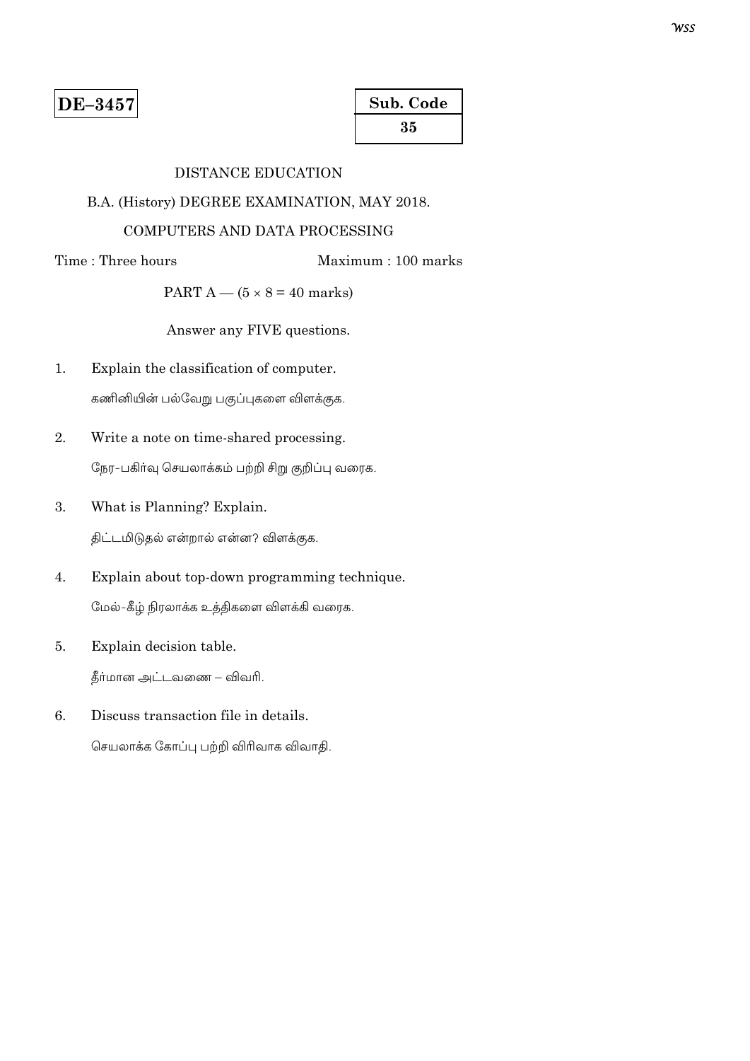**DE–3457**

| Sub. Code |
| --- |
| 35 |

DISTANCE EDUCATION

B.A. (History) DEGREE EXAMINATION, MAY 2018.

COMPUTERS AND DATA PROCESSING

Time : Three hours                                    Maximum : 100 marks

PART A — (5 × 8 = 40 marks)

Answer any FIVE questions.

1. Explain the classification of computer.

   கணினியின் பல்வேறு பகுப்புகளை விளக்குக.

2. Write a note on time-shared processing.

   நேர-பகிர்வு செயலாக்கம் பற்றி சிறு குறிப்பு வரைக.

3. What is Planning? Explain.

   திட்டமிடுதல் என்றால் என்ன? விளக்குக.

4. Explain about top-down programming technique.

   மேல்-கீழ் நிரலாக்க உத்திகளை விளக்கி வரைக.

5. Explain decision table.

   தீர்மான அட்டவணை – விவரி.

6. Discuss transaction file in details.

   செயலாக்க கோப்பு பற்றி விரிவாக விவாதி.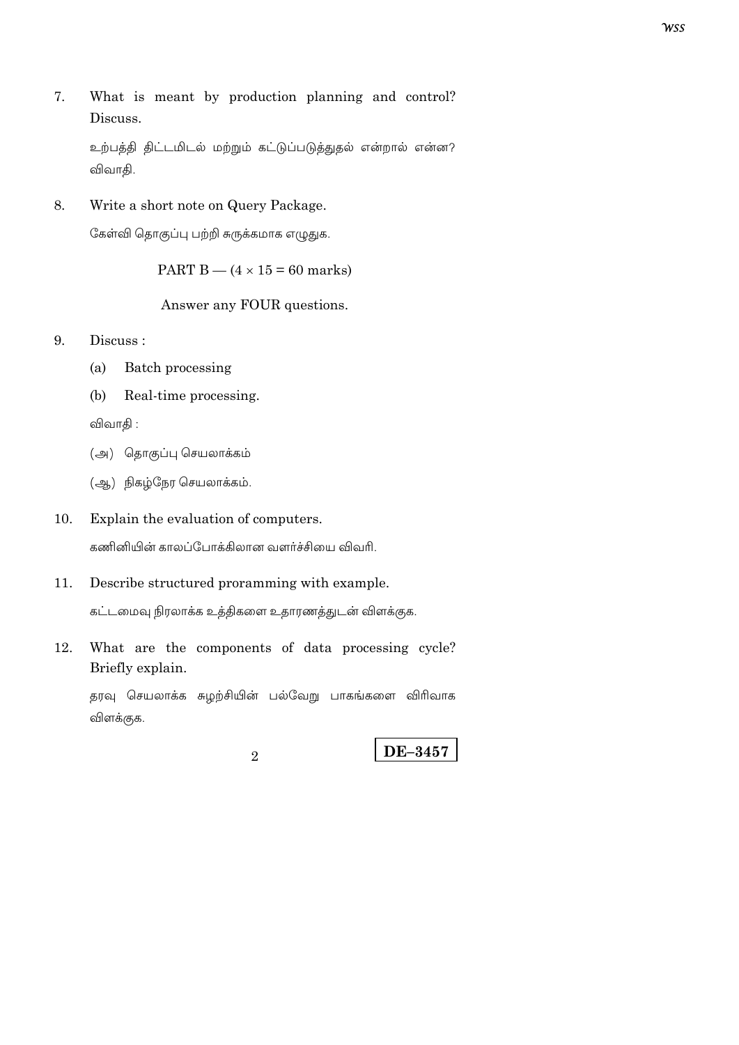7. What is meant by production planning and control? Discuss.

   உற்பத்தி திட்டமிடல் மற்றும் கட்டுப்படுத்துதல் என்றால் என்ன? விவாதி.

8. Write a short note on Query Package.

   கேள்வி தொகுப்பு பற்றி சுருக்கமாக எழுதுக.

PART B — (4 × 15 = 60 marks)

Answer any FOUR questions.

9. Discuss :

   (a) Batch processing

   (b) Real-time processing.

   விவாதி :

   (அ) தொகுப்பு செயலாக்கம்

   (ஆ) நிகழ்நேர செயலாக்கம்.

10. Explain the evaluation of computers.

    கணினியின் காலப்போக்கிலான வளர்ச்சியை விவரி.

11. Describe structured proramming with example.

    கட்டமைவு நிரலாக்க உத்திகளை உதாரணத்துடன் விளக்குக.

12. What are the components of data processing cycle? Briefly explain.

    தரவு செயலாக்க சுழற்சியின் பல்வேறு பாகங்களை விரிவாக விளக்குக.

DE–3457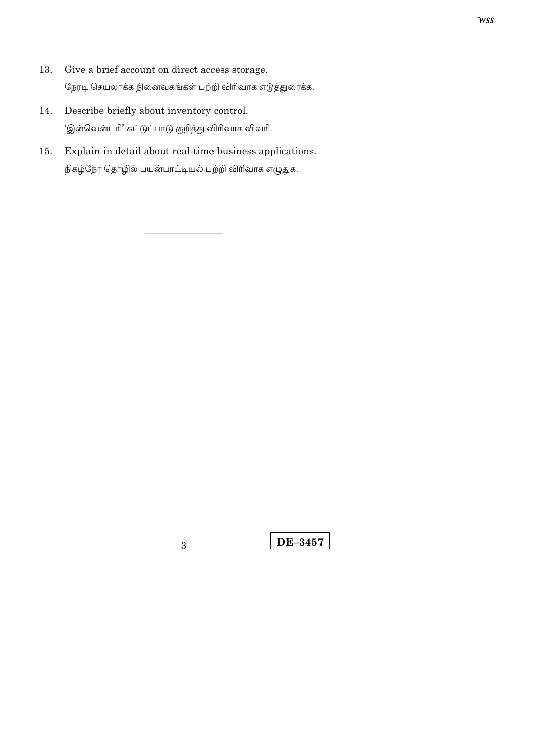13. Give a brief account on direct access storage.

    நேரடி செயலாக்க நினைவகங்கள் பற்றி விரிவாக எடுத்துரைக்க.

14. Describe briefly about inventory control.

    'இன்வென்டரி' கட்டுப்பாடு குறித்து விரிவாக விவரி.

15. Explain in detail about real-time business applications.

    நிகழ்நேர தொழில் பயன்பாட்டியல் பற்றி விரிவாக எழுதுக.

---